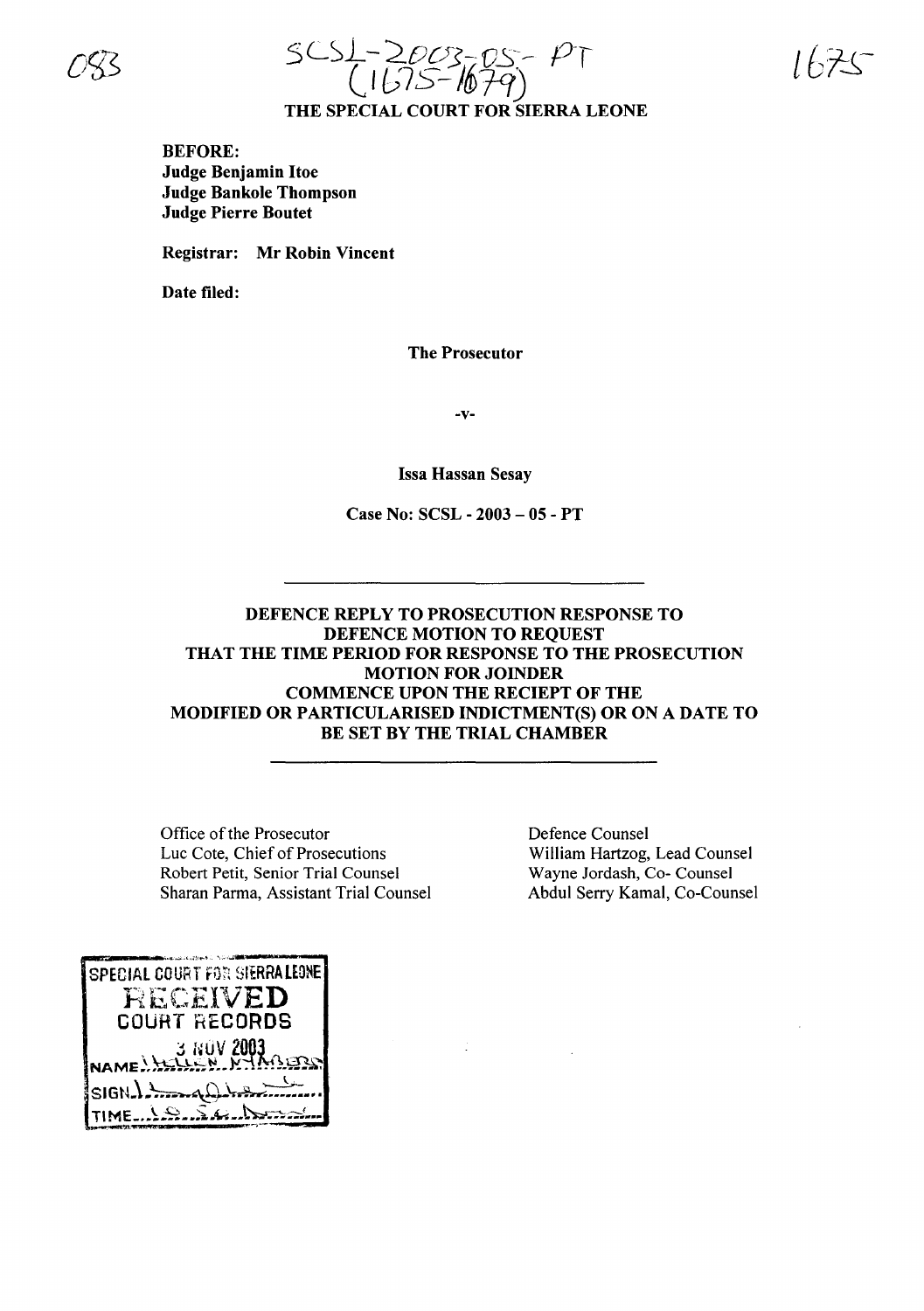083

SCSL-2003-05-PT
(1675-1679)

1675

**THE SPECIAL COURT FOR SIERRA LEONE**

**BEFORE:**
**Judge Benjamin Itoe**
**Judge Bankole Thompson**
**Judge Pierre Boutet**

**Registrar: Mr Robin Vincent**

**Date filed:**

**The Prosecutor**

**-v-**

**Issa Hassan Sesay**

**Case No: SCSL - 2003 – 05 - PT**

---

**DEFENCE REPLY TO PROSECUTION RESPONSE TO DEFENCE MOTION TO REQUEST THAT THE TIME PERIOD FOR RESPONSE TO THE PROSECUTION MOTION FOR JOINDER COMMENCE UPON THE RECIEPT OF THE MODIFIED OR PARTICULARISED INDICTMENT(S) OR ON A DATE TO BE SET BY THE TRIAL CHAMBER**

---

Office of the Prosecutor
Luc Cote, Chief of Prosecutions
Robert Petit, Senior Trial Counsel
Sharan Parma, Assistant Trial Counsel

Defence Counsel
William Hartzog, Lead Counsel
Wayne Jordash, Co- Counsel
Abdul Serry Kamal, Co-Counsel

SPECIAL COURT FOR SIERRA LEONE
RECEIVED
COURT RECORDS
3 NOV 2003
NAME: ...
SIGN: ...
TIME: ...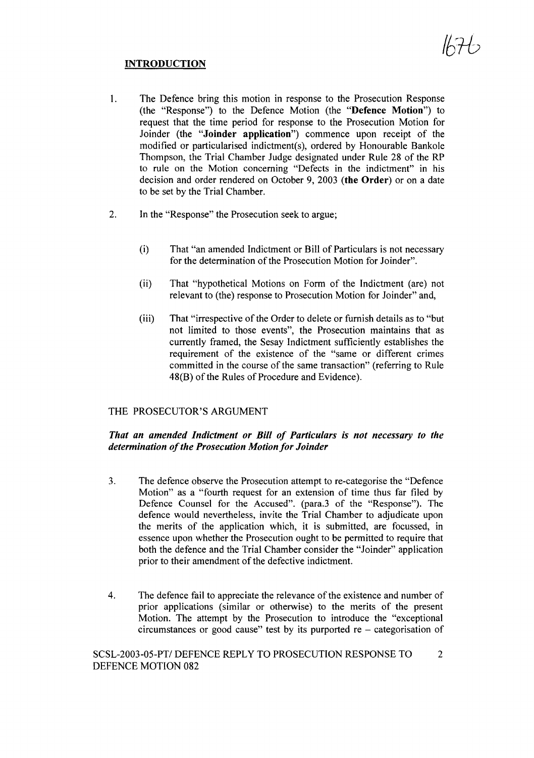## INTRODUCTION

1. The Defence bring this motion in response to the Prosecution Response (the "Response") to the Defence Motion (the "**Defence Motion**") to request that the time period for response to the Prosecution Motion for Joinder (the "**Joinder application**") commence upon receipt of the modified or particularised indictment(s), ordered by Honourable Bankole Thompson, the Trial Chamber Judge designated under Rule 28 of the RP to rule on the Motion concerning "Defects in the indictment" in his decision and order rendered on October 9, 2003 (**the Order**) or on a date to be set by the Trial Chamber.

2. In the "Response" the Prosecution seek to argue;

   (i) That "an amended Indictment or Bill of Particulars is not necessary for the determination of the Prosecution Motion for Joinder".

   (ii) That "hypothetical Motions on Form of the Indictment (are) not relevant to (the) response to Prosecution Motion for Joinder" and,

   (iii) That "irrespective of the Order to delete or furnish details as to "but not limited to those events", the Prosecution maintains that as currently framed, the Sesay Indictment sufficiently establishes the requirement of the existence of the "same or different crimes committed in the course of the same transaction" (referring to Rule 48(B) of the Rules of Procedure and Evidence).

### THE PROSECUTOR'S ARGUMENT

***That an amended Indictment or Bill of Particulars is not necessary to the determination of the Prosecution Motion for Joinder***

3. The defence observe the Prosecution attempt to re-categorise the "Defence Motion" as a "fourth request for an extension of time thus far filed by Defence Counsel for the Accused". (para.3 of the "Response"). The defence would nevertheless, invite the Trial Chamber to adjudicate upon the merits of the application which, it is submitted, are focussed, in essence upon whether the Prosecution ought to be permitted to require that both the defence and the Trial Chamber consider the "Joinder" application prior to their amendment of the defective indictment.

4. The defence fail to appreciate the relevance of the existence and number of prior applications (similar or otherwise) to the merits of the present Motion. The attempt by the Prosecution to introduce the "exceptional circumstances or good cause" test by its purported re – categorisation of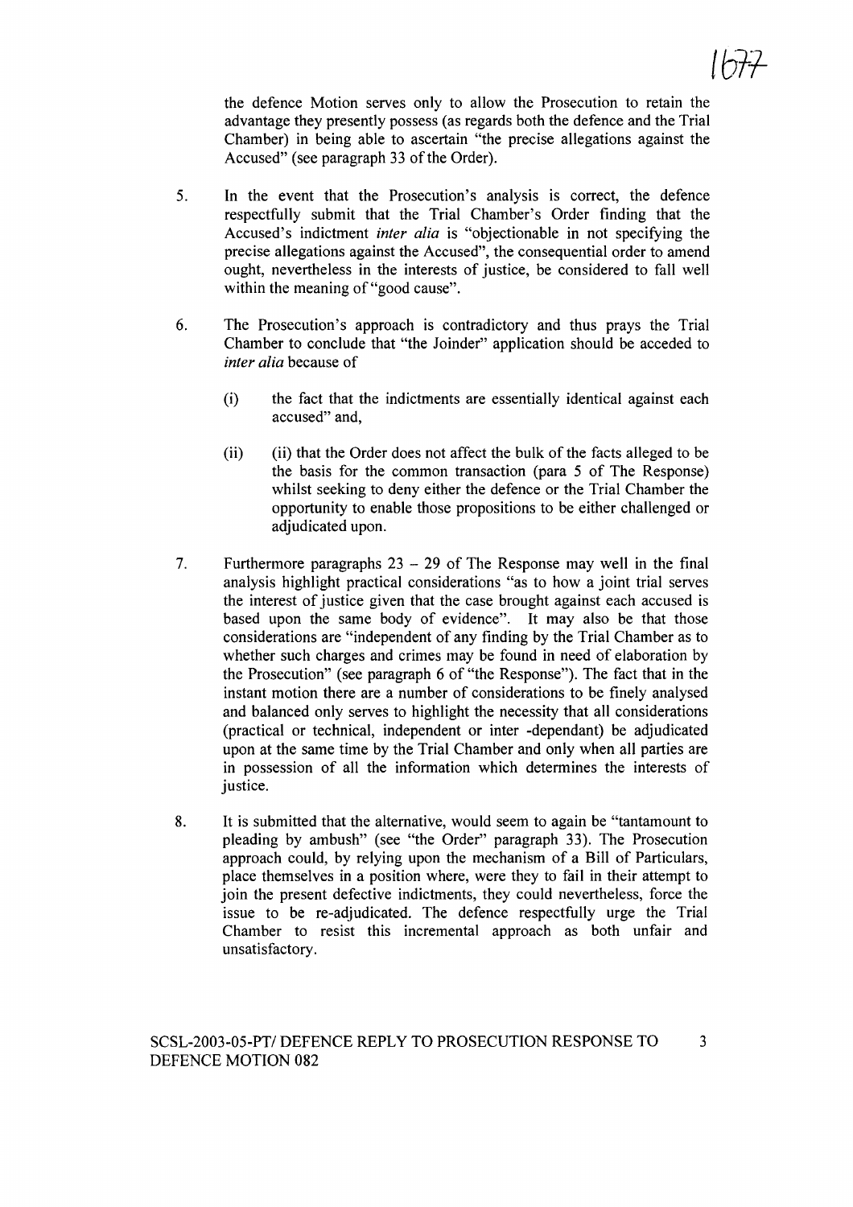the defence Motion serves only to allow the Prosecution to retain the advantage they presently possess (as regards both the defence and the Trial Chamber) in being able to ascertain "the precise allegations against the Accused" (see paragraph 33 of the Order).

5. In the event that the Prosecution's analysis is correct, the defence respectfully submit that the Trial Chamber's Order finding that the Accused's indictment *inter alia* is "objectionable in not specifying the precise allegations against the Accused", the consequential order to amend ought, nevertheless in the interests of justice, be considered to fall well within the meaning of "good cause".

6. The Prosecution's approach is contradictory and thus prays the Trial Chamber to conclude that "the Joinder" application should be acceded to *inter alia* because of

   (i) the fact that the indictments are essentially identical against each accused" and,

   (ii) (ii) that the Order does not affect the bulk of the facts alleged to be the basis for the common transaction (para 5 of The Response) whilst seeking to deny either the defence or the Trial Chamber the opportunity to enable those propositions to be either challenged or adjudicated upon.

7. Furthermore paragraphs 23 – 29 of The Response may well in the final analysis highlight practical considerations "as to how a joint trial serves the interest of justice given that the case brought against each accused is based upon the same body of evidence". It may also be that those considerations are "independent of any finding by the Trial Chamber as to whether such charges and crimes may be found in need of elaboration by the Prosecution" (see paragraph 6 of "the Response"). The fact that in the instant motion there are a number of considerations to be finely analysed and balanced only serves to highlight the necessity that all considerations (practical or technical, independent or inter -dependant) be adjudicated upon at the same time by the Trial Chamber and only when all parties are in possession of all the information which determines the interests of justice.

8. It is submitted that the alternative, would seem to again be "tantamount to pleading by ambush" (see "the Order" paragraph 33). The Prosecution approach could, by relying upon the mechanism of a Bill of Particulars, place themselves in a position where, were they to fail in their attempt to join the present defective indictments, they could nevertheless, force the issue to be re-adjudicated. The defence respectfully urge the Trial Chamber to resist this incremental approach as both unfair and unsatisfactory.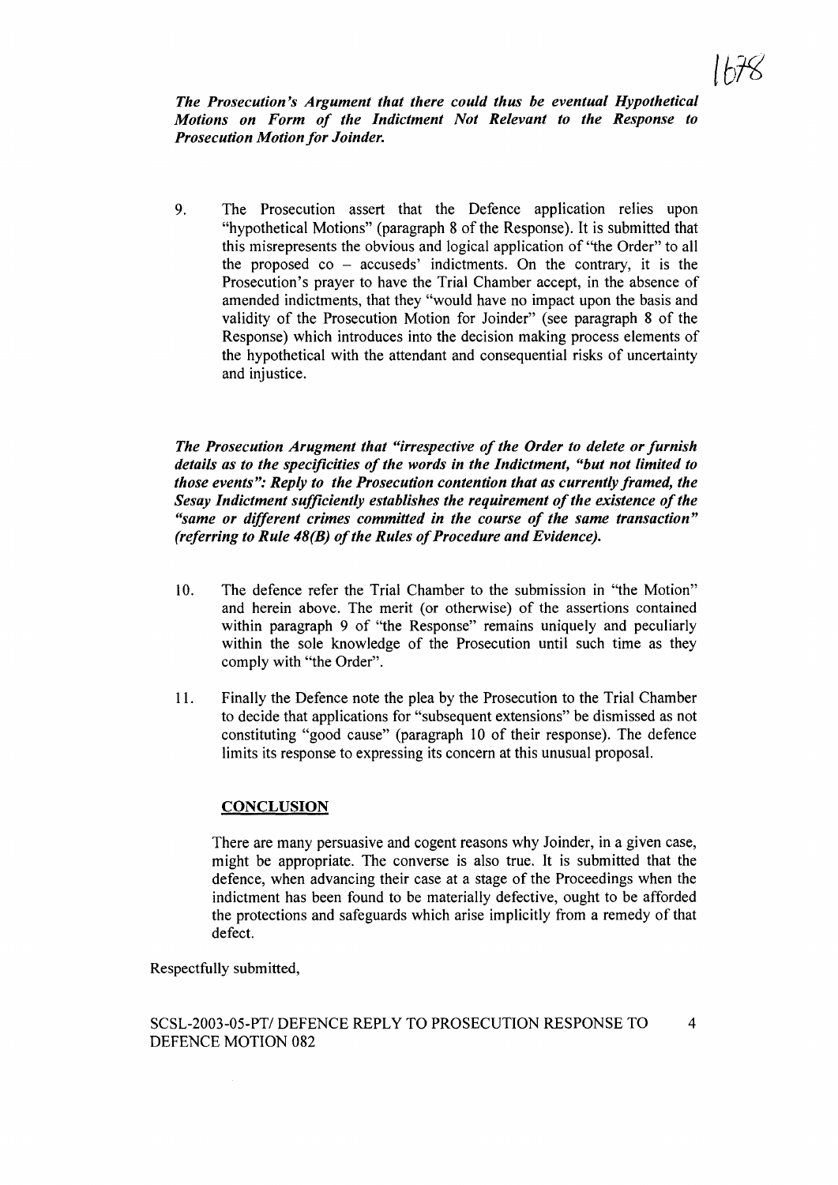***The Prosecution's Argument that there could thus be eventual Hypothetical Motions on Form of the Indictment Not Relevant to the Response to Prosecution Motion for Joinder.***

9. The Prosecution assert that the Defence application relies upon "hypothetical Motions" (paragraph 8 of the Response). It is submitted that this misrepresents the obvious and logical application of "the Order" to all the proposed co – accuseds' indictments. On the contrary, it is the Prosecution's prayer to have the Trial Chamber accept, in the absence of amended indictments, that they "would have no impact upon the basis and validity of the Prosecution Motion for Joinder" (see paragraph 8 of the Response) which introduces into the decision making process elements of the hypothetical with the attendant and consequential risks of uncertainty and injustice.

***The Prosecution Arugment that "irrespective of the Order to delete or furnish details as to the specificities of the words in the Indictment, "but not limited to those events": Reply to the Prosecution contention that as currently framed, the Sesay Indictment sufficiently establishes the requirement of the existence of the "same or different crimes committed in the course of the same transaction" (referring to Rule 48(B) of the Rules of Procedure and Evidence).***

10. The defence refer the Trial Chamber to the submission in "the Motion" and herein above. The merit (or otherwise) of the assertions contained within paragraph 9 of "the Response" remains uniquely and peculiarly within the sole knowledge of the Prosecution until such time as they comply with "the Order".

11. Finally the Defence note the plea by the Prosecution to the Trial Chamber to decide that applications for "subsequent extensions" be dismissed as not constituting "good cause" (paragraph 10 of their response). The defence limits its response to expressing its concern at this unusual proposal.

**CONCLUSION**

There are many persuasive and cogent reasons why Joinder, in a given case, might be appropriate. The converse is also true. It is submitted that the defence, when advancing their case at a stage of the Proceedings when the indictment has been found to be materially defective, ought to be afforded the protections and safeguards which arise implicitly from a remedy of that defect.

Respectfully submitted,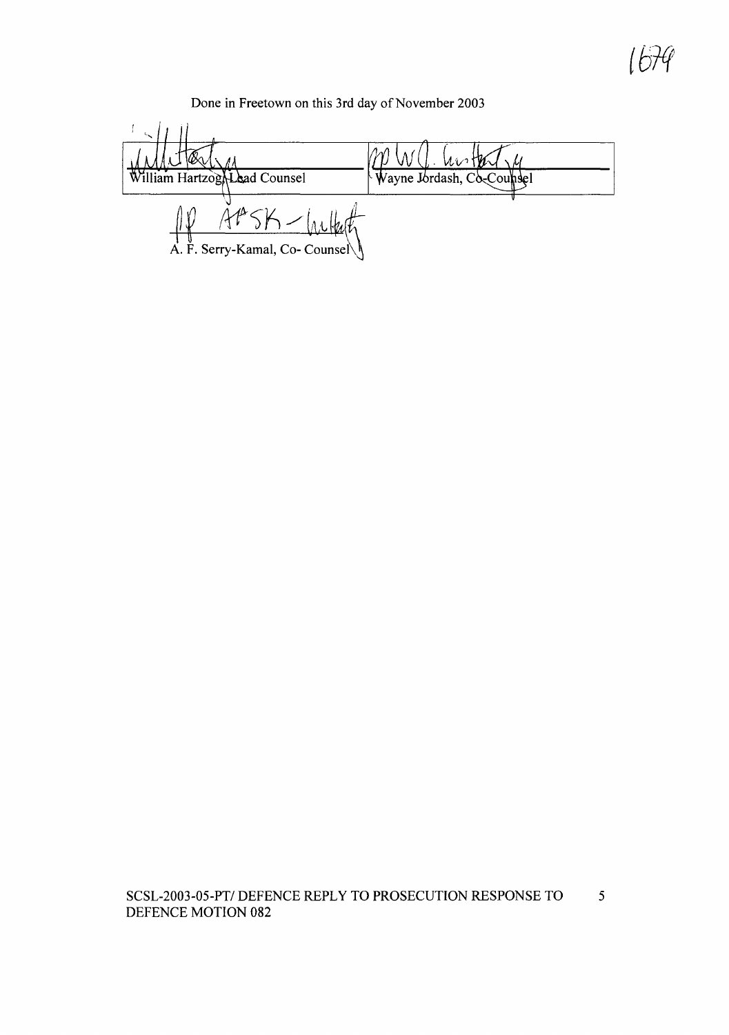Done in Freetown on this 3rd day of November 2003

| | |
|---|---|
| William Hartzog, Lead Counsel | Wayne Jordash, Co-Counsel |

A. F. Serry-Kamal, Co- Counsel